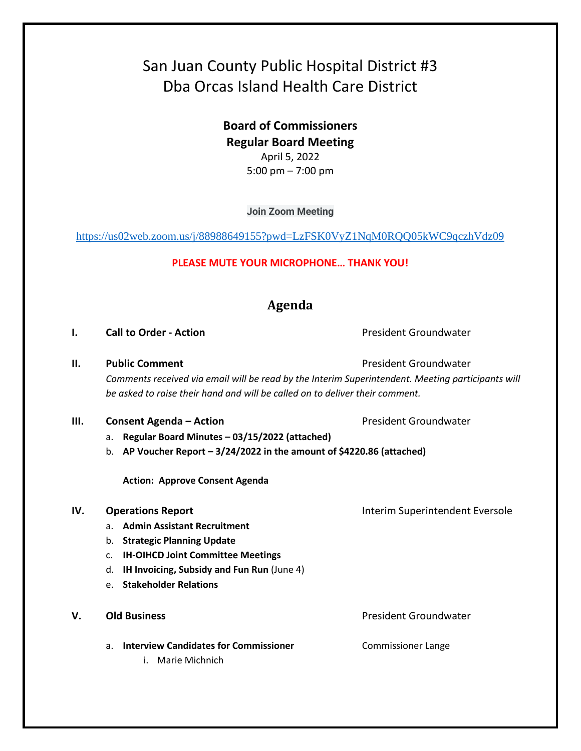# San Juan County Public Hospital District #3
# Dba Orcas Island Health Care District

**Board of Commissioners**
**Regular Board Meeting**
April 5, 2022
5:00 pm – 7:00 pm

**Join Zoom Meeting**

https://us02web.zoom.us/j/88988649155?pwd=LzFSK0VyZ1NqM0RQQ05kWC9qczhVdz09

**PLEASE MUTE YOUR MICROPHONE… THANK YOU!**

## Agenda

**I. Call to Order - Action** — President Groundwater

**II. Public Comment** — President Groundwater

*Comments received via email will be read by the Interim Superintendent. Meeting participants will be asked to raise their hand and will be called on to deliver their comment.*

**III. Consent Agenda – Action** — President Groundwater

a. **Regular Board Minutes – 03/15/2022 (attached)**
b. **AP Voucher Report – 3/24/2022 in the amount of $4220.86 (attached)**

**Action: Approve Consent Agenda**

**IV. Operations Report** — Interim Superintendent Eversole

a. **Admin Assistant Recruitment**
b. **Strategic Planning Update**
c. **IH-OIHCD Joint Committee Meetings**
d. **IH Invoicing, Subsidy and Fun Run** (June 4)
e. **Stakeholder Relations**

**V. Old Business** — President Groundwater

a. **Interview Candidates for Commissioner** — Commissioner Lange
   i. Marie Michnich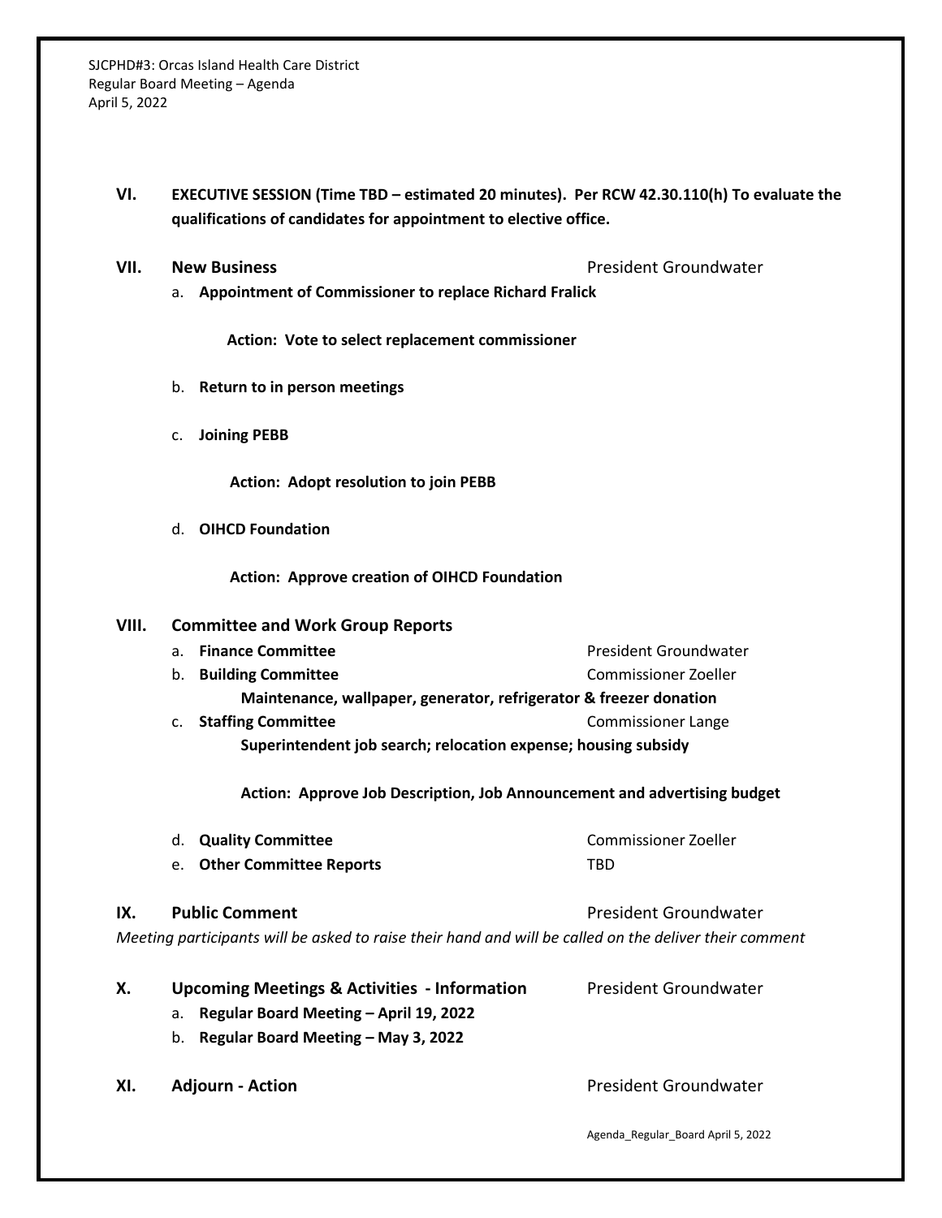**VI. EXECUTIVE SESSION (Time TBD – estimated 20 minutes). Per RCW 42.30.110(h) To evaluate the qualifications of candidates for appointment to elective office.**

**VII. New Business** — President Groundwater

a. **Appointment of Commissioner to replace Richard Fralick**

  **Action: Vote to select replacement commissioner**

b. **Return to in person meetings**

c. **Joining PEBB**

  **Action: Adopt resolution to join PEBB**

d. **OIHCD Foundation**

  **Action: Approve creation of OIHCD Foundation**

**VIII. Committee and Work Group Reports**

a. **Finance Committee** — President Groundwater

b. **Building Committee** — Commissioner Zoeller

  **Maintenance, wallpaper, generator, refrigerator & freezer donation**

c. **Staffing Committee** — Commissioner Lange

  **Superintendent job search; relocation expense; housing subsidy**

  **Action: Approve Job Description, Job Announcement and advertising budget**

d. **Quality Committee** — Commissioner Zoeller

e. **Other Committee Reports** — TBD

**IX. Public Comment** — President Groundwater

*Meeting participants will be asked to raise their hand and will be called on the deliver their comment*

**X. Upcoming Meetings & Activities - Information** — President Groundwater

a. **Regular Board Meeting – April 19, 2022**

b. **Regular Board Meeting – May 3, 2022**

**XI. Adjourn - Action** — President Groundwater